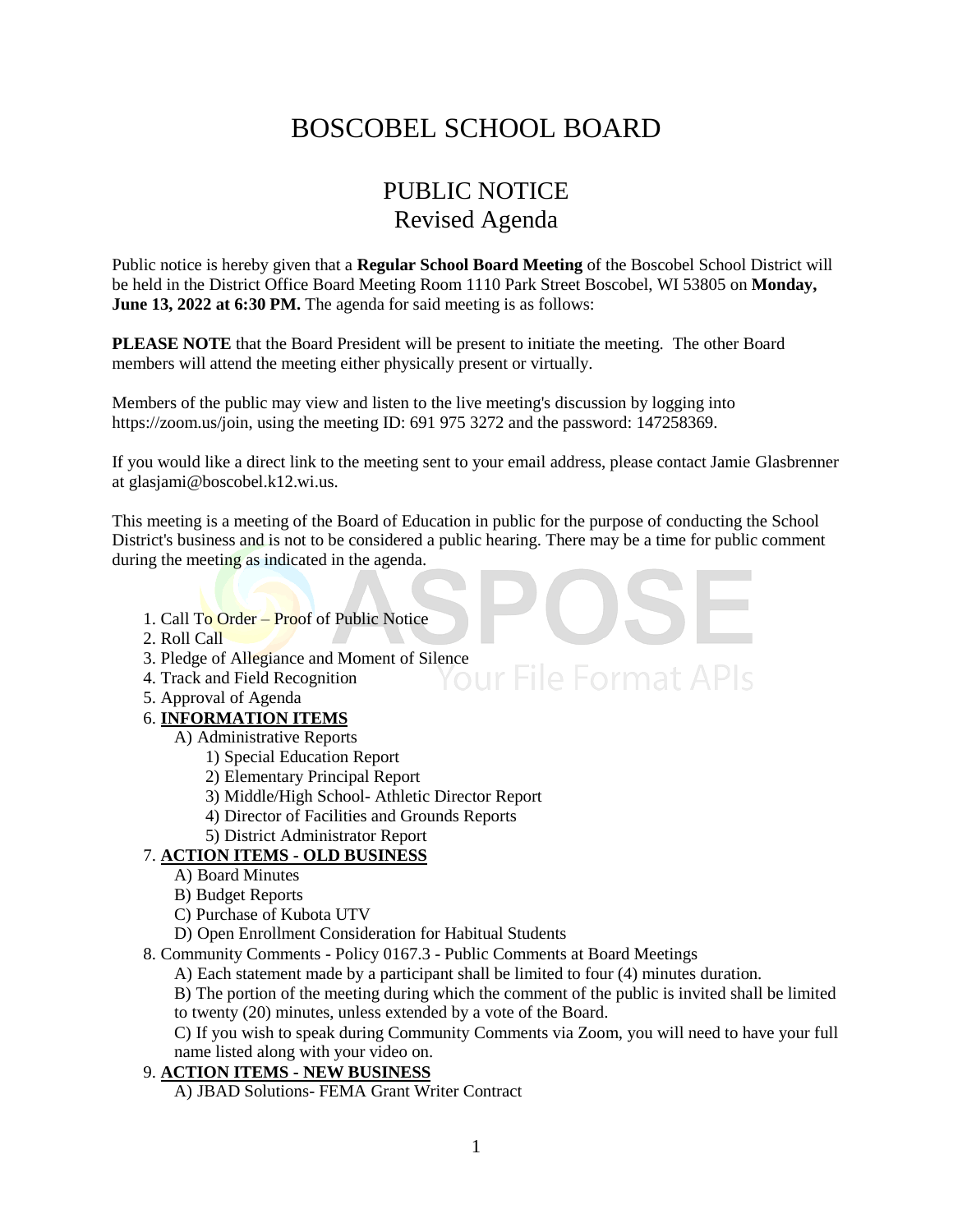# BOSCOBEL SCHOOL BOARD

## PUBLIC NOTICE
## Revised Agenda

Public notice is hereby given that a **Regular School Board Meeting** of the Boscobel School District will be held in the District Office Board Meeting Room 1110 Park Street Boscobel, WI 53805 on **Monday, June 13, 2022 at 6:30 PM.** The agenda for said meeting is as follows:

**PLEASE NOTE** that the Board President will be present to initiate the meeting. The other Board members will attend the meeting either physically present or virtually.

Members of the public may view and listen to the live meeting's discussion by logging into https://zoom.us/join, using the meeting ID: 691 975 3272 and the password: 147258369.

If you would like a direct link to the meeting sent to your email address, please contact Jamie Glasbrenner at glasjami@boscobel.k12.wi.us.

This meeting is a meeting of the Board of Education in public for the purpose of conducting the School District's business and is not to be considered a public hearing. There may be a time for public comment during the meeting as indicated in the agenda.

1. Call To Order – Proof of Public Notice
2. Roll Call
3. Pledge of Allegiance and Moment of Silence
4. Track and Field Recognition
5. Approval of Agenda
6. **INFORMATION ITEMS**
   - A) Administrative Reports
     - 1) Special Education Report
     - 2) Elementary Principal Report
     - 3) Middle/High School- Athletic Director Report
     - 4) Director of Facilities and Grounds Reports
     - 5) District Administrator Report
7. **ACTION ITEMS - OLD BUSINESS**
   - A) Board Minutes
   - B) Budget Reports
   - C) Purchase of Kubota UTV
   - D) Open Enrollment Consideration for Habitual Students
8. Community Comments - Policy 0167.3 - Public Comments at Board Meetings
   - A) Each statement made by a participant shall be limited to four (4) minutes duration.
   - B) The portion of the meeting during which the comment of the public is invited shall be limited to twenty (20) minutes, unless extended by a vote of the Board.
   - C) If you wish to speak during Community Comments via Zoom, you will need to have your full name listed along with your video on.
9. **ACTION ITEMS - NEW BUSINESS**
   - A) JBAD Solutions- FEMA Grant Writer Contract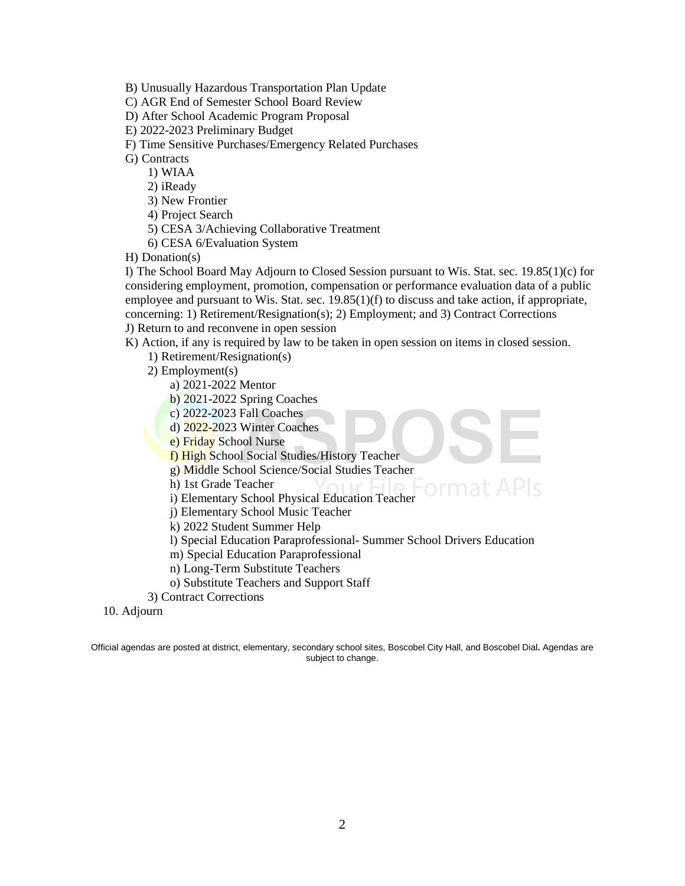B) Unusually Hazardous Transportation Plan Update
C) AGR End of Semester School Board Review
D) After School Academic Program Proposal
E) 2022-2023 Preliminary Budget
F) Time Sensitive Purchases/Emergency Related Purchases
G) Contracts
  1) WIAA
  2) iReady
  3) New Frontier
  4) Project Search
  5) CESA 3/Achieving Collaborative Treatment
  6) CESA 6/Evaluation System
H) Donation(s)
I) The School Board May Adjourn to Closed Session pursuant to Wis. Stat. sec. 19.85(1)(c) for considering employment, promotion, compensation or performance evaluation data of a public employee and pursuant to Wis. Stat. sec. 19.85(1)(f) to discuss and take action, if appropriate, concerning: 1) Retirement/Resignation(s); 2) Employment; and 3) Contract Corrections
J) Return to and reconvene in open session
K) Action, if any is required by law to be taken in open session on items in closed session.
  1) Retirement/Resignation(s)
  2) Employment(s)
    a) 2021-2022 Mentor
    b) 2021-2022 Spring Coaches
    c) 2022-2023 Fall Coaches
    d) 2022-2023 Winter Coaches
    e) Friday School Nurse
    f) High School Social Studies/History Teacher
    g) Middle School Science/Social Studies Teacher
    h) 1st Grade Teacher
    i) Elementary School Physical Education Teacher
    j) Elementary School Music Teacher
    k) 2022 Student Summer Help
    l) Special Education Paraprofessional- Summer School Drivers Education
    m) Special Education Paraprofessional
    n) Long-Term Substitute Teachers
    o) Substitute Teachers and Support Staff
  3) Contract Corrections

10. Adjourn

Official agendas are posted at district, elementary, secondary school sites, Boscobel City Hall, and Boscobel Dial**.** Agendas are subject to change.